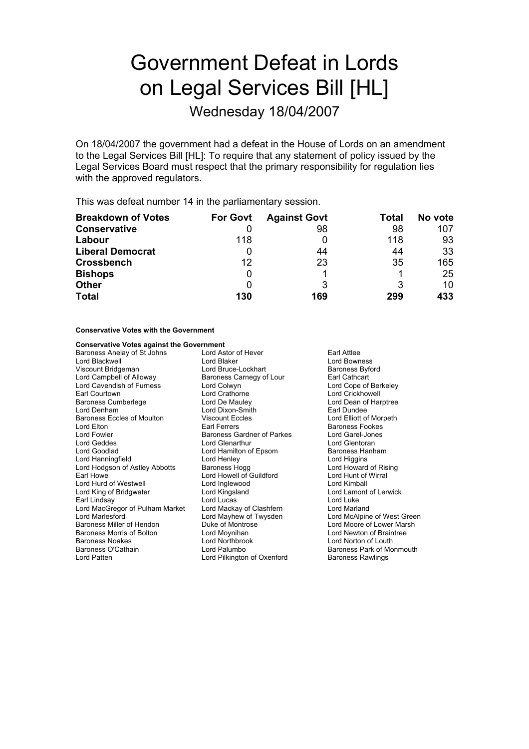# Government Defeat in Lords on Legal Services Bill [HL]

Wednesday 18/04/2007

On 18/04/2007 the government had a defeat in the House of Lords on an amendment to the Legal Services Bill [HL]: To require that any statement of policy issued by the Legal Services Board must respect that the primary responsibility for regulation lies with the approved regulators.

This was defeat number 14 in the parliamentary session.

| Breakdown of Votes | For Govt | Against Govt | Total | No vote |
|---|---|---|---|---|
| **Conservative** | 0 | 98 | 98 | 107 |
| **Labour** | 118 | 0 | 118 | 93 |
| **Liberal Democrat** | 0 | 44 | 44 | 33 |
| **Crossbench** | 12 | 23 | 35 | 165 |
| **Bishops** | 0 | 1 | 1 | 25 |
| **Other** | 0 | 3 | 3 | 10 |
| **Total** | **130** | **169** | **299** | **433** |

**Conservative Votes with the Government**

**Conservative Votes against the Government**

Baroness Anelay of St Johns
Lord Astor of Hever
Earl Attlee
Lord Blackwell
Lord Blaker
Lord Bowness
Viscount Bridgeman
Lord Bruce-Lockhart
Baroness Byford
Lord Campbell of Alloway
Baroness Carnegy of Lour
Earl Cathcart
Lord Cavendish of Furness
Lord Colwyn
Lord Cope of Berkeley
Earl Courtown
Lord Crathorne
Lord Crickhowell
Baroness Cumberlege
Lord De Mauley
Lord Dean of Harptree
Lord Denham
Lord Dixon-Smith
Earl Dundee
Baroness Eccles of Moulton
Viscount Eccles
Lord Elliott of Morpeth
Lord Elton
Earl Ferrers
Baroness Fookes
Lord Fowler
Baroness Gardner of Parkes
Lord Garel-Jones
Lord Geddes
Lord Glenarthur
Lord Glentoran
Lord Goodlad
Lord Hamilton of Epsom
Baroness Hanham
Lord Hanningfield
Lord Henley
Lord Higgins
Lord Hodgson of Astley Abbotts
Baroness Hogg
Lord Howard of Rising
Earl Howe
Lord Howell of Guildford
Lord Hunt of Wirral
Lord Hurd of Westwell
Lord Inglewood
Lord Kimball
Lord King of Bridgwater
Lord Kingsland
Lord Lamont of Lerwick
Earl Lindsay
Lord Lucas
Lord Luke
Lord MacGregor of Pulham Market
Lord Mackay of Clashfern
Lord Marland
Lord Marlesford
Lord Mayhew of Twysden
Lord McAlpine of West Green
Baroness Miller of Hendon
Duke of Montrose
Lord Moore of Lower Marsh
Baroness Morris of Bolton
Lord Moynihan
Lord Newton of Braintree
Baroness Noakes
Lord Northbrook
Lord Norton of Louth
Baroness O'Cathain
Lord Palumbo
Baroness Park of Monmouth
Lord Patten
Lord Pilkington of Oxenford
Baroness Rawlings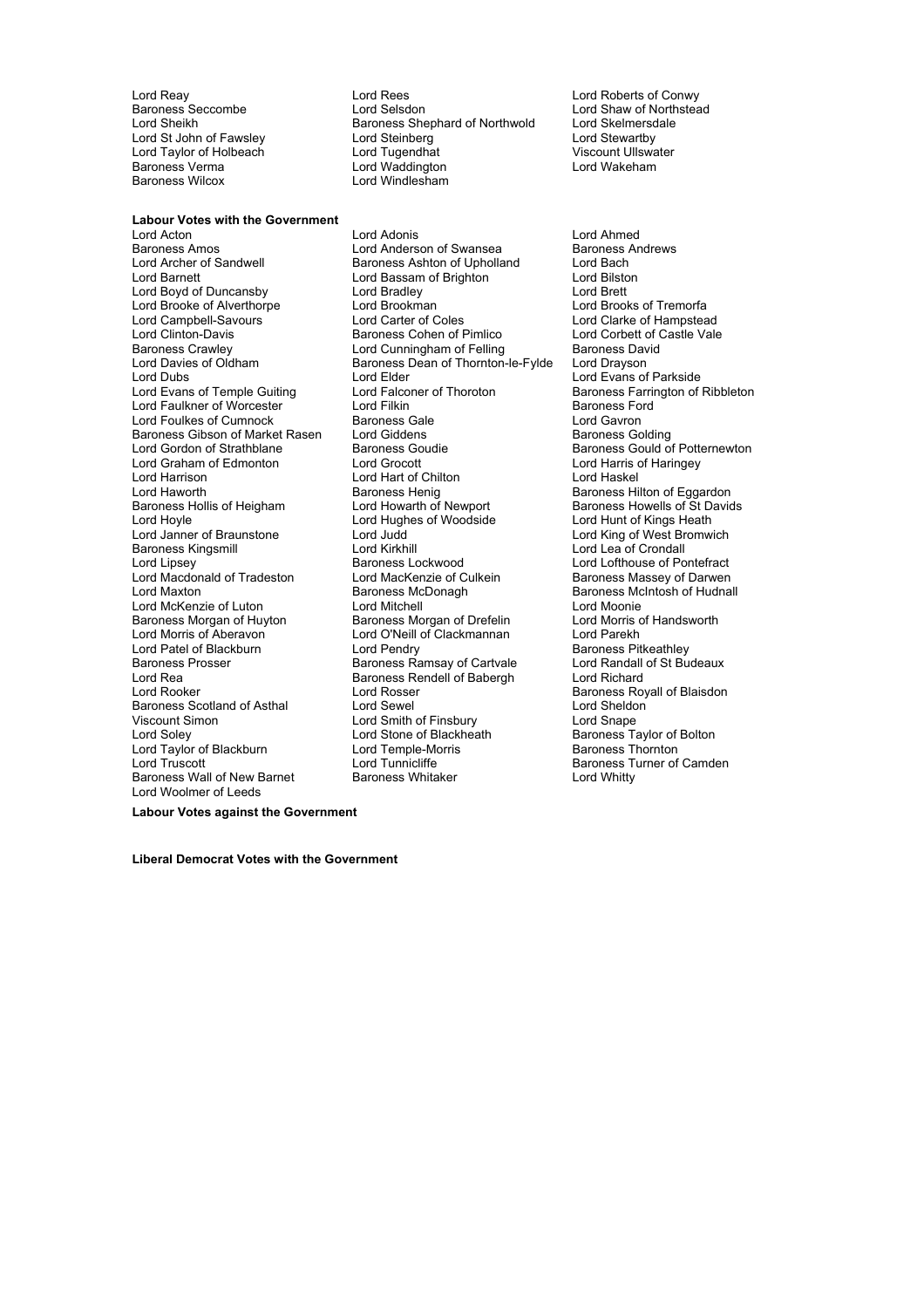Lord Reay
Lord Rees
Lord Roberts of Conwy
Baroness Seccombe
Lord Selsdon
Lord Shaw of Northstead
Lord Sheikh
Baroness Shephard of Northwold
Lord Skelmersdale
Lord St John of Fawsley
Lord Steinberg
Lord Stewartby
Lord Taylor of Holbeach
Lord Tugendhat
Viscount Ullswater
Baroness Verma
Lord Waddington
Lord Wakeham
Baroness Wilcox
Lord Windlesham

**Labour Votes with the Government**

Lord Acton
Lord Adonis
Lord Ahmed
Baroness Amos
Lord Anderson of Swansea
Baroness Andrews
Lord Archer of Sandwell
Baroness Ashton of Upholland
Lord Bach
Lord Barnett
Lord Bassam of Brighton
Lord Bilston
Lord Boyd of Duncansby
Lord Bradley
Lord Brett
Lord Brooke of Alverthorpe
Lord Brookman
Lord Brooks of Tremorfa
Lord Campbell-Savours
Lord Carter of Coles
Lord Clarke of Hampstead
Lord Clinton-Davis
Baroness Cohen of Pimlico
Lord Corbett of Castle Vale
Baroness Crawley
Lord Cunningham of Felling
Baroness David
Lord Davies of Oldham
Baroness Dean of Thornton-le-Fylde
Lord Drayson
Lord Dubs
Lord Elder
Lord Evans of Parkside
Lord Evans of Temple Guiting
Lord Falconer of Thoroton
Baroness Farrington of Ribbleton
Lord Faulkner of Worcester
Lord Filkin
Baroness Ford
Lord Foulkes of Cumnock
Baroness Gale
Lord Gavron
Baroness Gibson of Market Rasen
Lord Giddens
Baroness Golding
Lord Gordon of Strathblane
Baroness Goudie
Baroness Gould of Potternewton
Lord Graham of Edmonton
Lord Grocott
Lord Harris of Haringey
Lord Harrison
Lord Hart of Chilton
Lord Haskel
Lord Haworth
Baroness Henig
Baroness Hilton of Eggardon
Baroness Hollis of Heigham
Lord Howarth of Newport
Baroness Howells of St Davids
Lord Hoyle
Lord Hughes of Woodside
Lord Hunt of Kings Heath
Lord Janner of Braunstone
Lord Judd
Lord King of West Bromwich
Baroness Kingsmill
Lord Kirkhill
Lord Lea of Crondall
Lord Lipsey
Baroness Lockwood
Lord Lofthouse of Pontefract
Lord Macdonald of Tradeston
Lord MacKenzie of Culkein
Baroness Massey of Darwen
Lord Maxton
Baroness McDonagh
Baroness McIntosh of Hudnall
Lord McKenzie of Luton
Lord Mitchell
Lord Moonie
Baroness Morgan of Huyton
Baroness Morgan of Drefelin
Lord Morris of Handsworth
Lord Morris of Aberavon
Lord O'Neill of Clackmannan
Lord Parekh
Lord Patel of Blackburn
Lord Pendry
Baroness Pitkeathley
Baroness Prosser
Baroness Ramsay of Cartvale
Lord Randall of St Budeaux
Lord Rea
Baroness Rendell of Babergh
Lord Richard
Lord Rooker
Lord Rosser
Baroness Royall of Blaisdon
Baroness Scotland of Asthal
Lord Sewel
Lord Sheldon
Viscount Simon
Lord Smith of Finsbury
Lord Snape
Lord Soley
Lord Stone of Blackheath
Baroness Taylor of Bolton
Lord Taylor of Blackburn
Lord Temple-Morris
Baroness Thornton
Lord Truscott
Lord Tunnicliffe
Baroness Turner of Camden
Baroness Wall of New Barnet
Baroness Whitaker
Lord Whitty
Lord Woolmer of Leeds

**Labour Votes against the Government**

**Liberal Democrat Votes with the Government**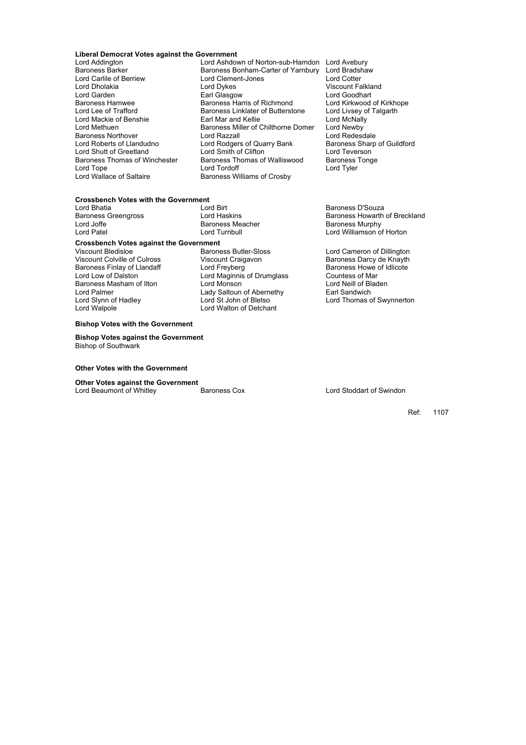**Liberal Democrat Votes against the Government**

Lord Addington
Lord Ashdown of Norton-sub-Hamdon
Lord Avebury
Baroness Barker
Baroness Bonham-Carter of Yarnbury
Lord Bradshaw
Lord Carlile of Berriew
Lord Clement-Jones
Lord Cotter
Lord Dholakia
Lord Dykes
Viscount Falkland
Lord Garden
Earl Glasgow
Lord Goodhart
Baroness Hamwee
Baroness Harris of Richmond
Lord Kirkwood of Kirkhope
Lord Lee of Trafford
Baroness Linklater of Butterstone
Lord Livsey of Talgarth
Lord Mackie of Benshie
Earl Mar and Kellie
Lord McNally
Lord Methuen
Baroness Miller of Chilthorne Domer
Lord Newby
Baroness Northover
Lord Razzall
Lord Redesdale
Lord Roberts of Llandudno
Lord Rodgers of Quarry Bank
Baroness Sharp of Guildford
Lord Shutt of Greetland
Lord Smith of Clifton
Lord Teverson
Baroness Thomas of Winchester
Baroness Thomas of Walliswood
Baroness Tonge
Lord Tope
Lord Tordoff
Lord Tyler
Lord Wallace of Saltaire
Baroness Williams of Crosby

**Crossbench Votes with the Government**

Lord Bhatia
Lord Birt
Baroness D'Souza
Baroness Greengross
Lord Haskins
Baroness Howarth of Breckland
Lord Joffe
Baroness Meacher
Baroness Murphy
Lord Patel
Lord Turnbull
Lord Williamson of Horton

**Crossbench Votes against the Government**

Viscount Bledisloe
Baroness Butler-Sloss
Lord Cameron of Dillington
Viscount Colville of Culross
Viscount Craigavon
Baroness Darcy de Knayth
Baroness Finlay of Llandaff
Lord Freyberg
Baroness Howe of Idlicote
Lord Low of Dalston
Lord Maginnis of Drumglass
Countess of Mar
Baroness Masham of Ilton
Lord Monson
Lord Neill of Bladen
Lord Palmer
Lady Saltoun of Abernethy
Earl Sandwich
Lord Slynn of Hadley
Lord St John of Bletso
Lord Thomas of Swynnerton
Lord Walpole
Lord Walton of Detchant

**Bishop Votes with the Government**

**Bishop Votes against the Government**

Bishop of Southwark

**Other Votes with the Government**

**Other Votes against the Government**

Lord Beaumont of Whitley
Baroness Cox
Lord Stoddart of Swindon

Ref: 1107